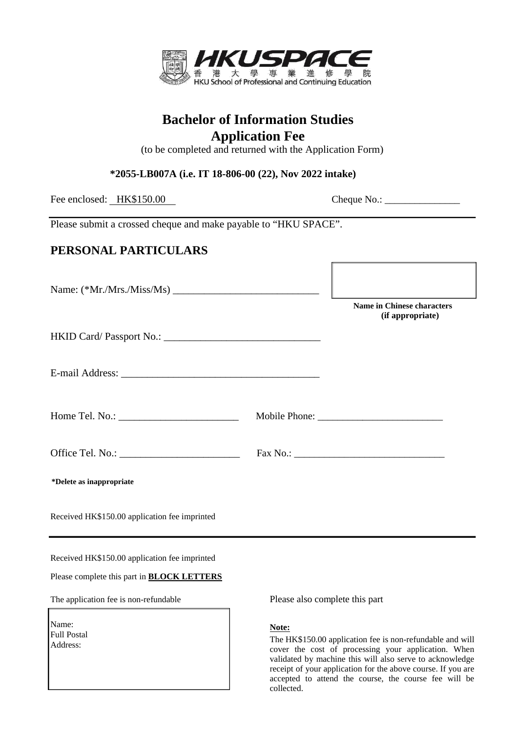# Bachelor of Information Studies
## Application Fee

(to be completed and returned with the Application Form)

**\*2055-LB007A (i.e. IT 18-806-00 (22), Nov 2022 intake)**

Fee enclosed: HK$150.00 Cheque No.: _______________

Please submit a crossed cheque and make payable to "HKU SPACE".

## PERSONAL PARTICULARS

Name: (\*Mr./Mrs./Miss/Ms) ____________________________

**Name in Chinese characters (if appropriate)**

HKID Card/ Passport No.: ______________________________

E-mail Address: ______________________________________

Home Tel. No.: _______________________ Mobile Phone: ________________________

Office Tel. No.: _______________________ Fax No.: _____________________________

**\*Delete as inappropriate**

Received HK$150.00 application fee imprinted

---

Received HK$150.00 application fee imprinted

Please complete this part in **BLOCK LETTERS**

The application fee is non-refundable

Name:
Full Postal
Address:

Please also complete this part

**Note:**

The HK$150.00 application fee is non-refundable and will cover the cost of processing your application. When validated by machine this will also serve to acknowledge receipt of your application for the above course. If you are accepted to attend the course, the course fee will be collected.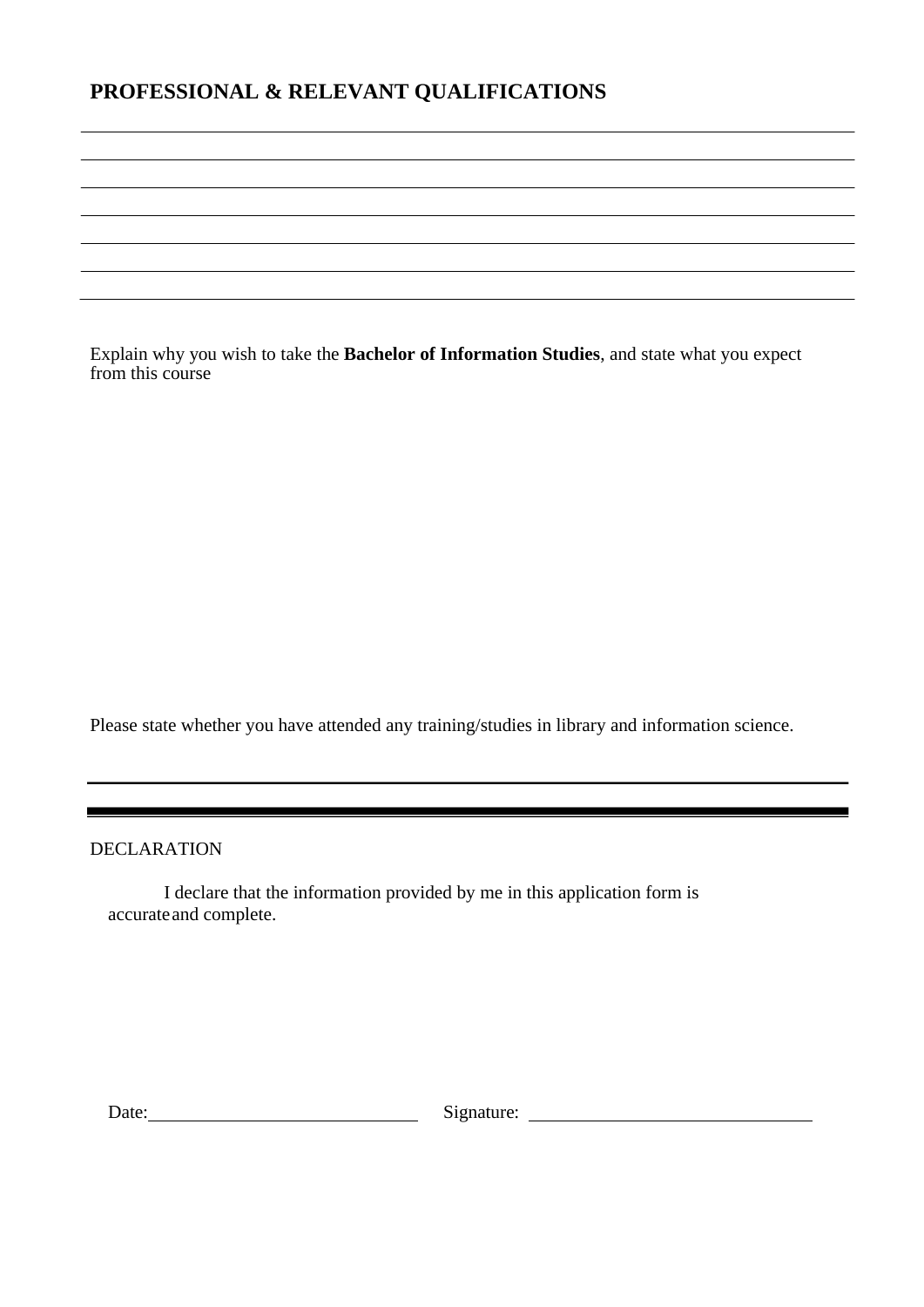## PROFESSIONAL & RELEVANT QUALIFICATIONS

Explain why you wish to take the **Bachelor of Information Studies**, and state what you expect from this course

Please state whether you have attended any training/studies in library and information science.

DECLARATION

I declare that the information provided by me in this application form is accurate and complete.

Date:\_\_\_\_\_\_\_\_\_\_\_\_\_\_\_\_\_\_\_\_\_\_\_\_ Signature: \_\_\_\_\_\_\_\_\_\_\_\_\_\_\_\_\_\_\_\_\_\_\_\_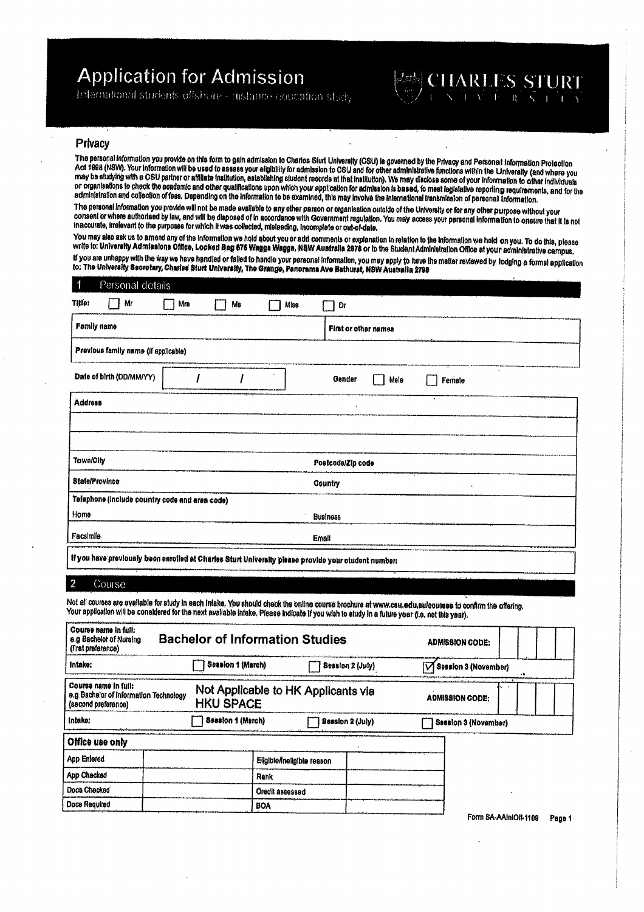# Application for Admission

International students offshore – distance education study

CHARLES STURT UNIVERSITY

## Privacy

The personal information you provide on this form to gain admission to Charles Sturt University (CSU) is governed by the Privacy and Personal Information Protection Act 1998 (NSW). Your information will be used to assess your eligibility for admission to CSU and for other administrative functions within the University (and where you may be studying with a CSU partner or affiliate institution, establishing student records at that institution). We may disclose some of your information to other individuals or organisations to check the academic and other qualifications upon which your application for admission is based, to meet legislative reporting requirements, and for the administration and collection of fees. Depending on the information to be examined, this may involve the international transmission of personal information.

The personal information you provide will not be made available to any other person or organisation outside of the University or for any other purpose without your consent or where authorised by law, and will be disposed of in accordance with Government regulation. You may access your personal information to ensure that it is not inaccurate, irrelevant to the purposes for which it was collected, misleading, incomplete or out-of-date.

You may also ask us to amend any of the information we hold about you or add comments or explanation in relation to the information we hold on you. To do this, please write to: **University Admissions Office, Locked Bag 676 Wagga Wagga, NSW Australia 2678** or to the Student Administration Office at your administrative campus.

If you are unhappy with the way we have handled or failed to handle your personal information, you may apply to have the matter reviewed by lodging a formal application to: **The University Secretary, Charles Sturt University, The Grange, Panorama Ave Bathurst, NSW Australia 2795**

## 1 Personal details

Title: ☐ Mr ☐ Mrs ☐ Ms ☐ Miss ☐ Dr

| Family name | First or other names |
|---|---|
| Previous family name (if applicable) | |
| Date of birth (DD/MM/YY) / / | Gender ☐ Male ☐ Female |
| Address | |
| | |
| | |
| Town/City | Postcode/Zip code |
| State/Province | Country |
| Telephone (include country code and area code) | |
| Home | Business |
| Facsimile | Email |

If you have previously been enrolled at Charles Sturt University please provide your student number:

## 2 Course

Not all courses are available for study in each intake. You should check the online course brochure at www.csu.edu.au/courses to confirm the offering. Your application will be considered for the next available intake. Please indicate if you wish to study in a future year (i.e. not this year).

| Course name in full: e.g Bachelor of Nursing (first preference) | Bachelor of Information Studies | | ADMISSION CODE: |
|---|---|---|---|
| Intake: | ☐ Session 1 (March) | ☐ Session 2 (July) | ☑ Session 3 (November) |
| Course name in full: e.g Bachelor of Information Technology (second preference) | Not Applicable to HK Applicants via HKU SPACE | | ADMISSION CODE: |
| Intake: | ☐ Session 1 (March) | ☐ Session 2 (July) | ☐ Session 3 (November) |

**Office use only**

| | | | |
|---|---|---|---|
| App Entered | | Eligible/ineligible reason | |
| App Checked | | Rank | |
| Docs Checked | | Credit assessed | |
| Docs Required | | BOA | |

Form SA-AAIntOff-1109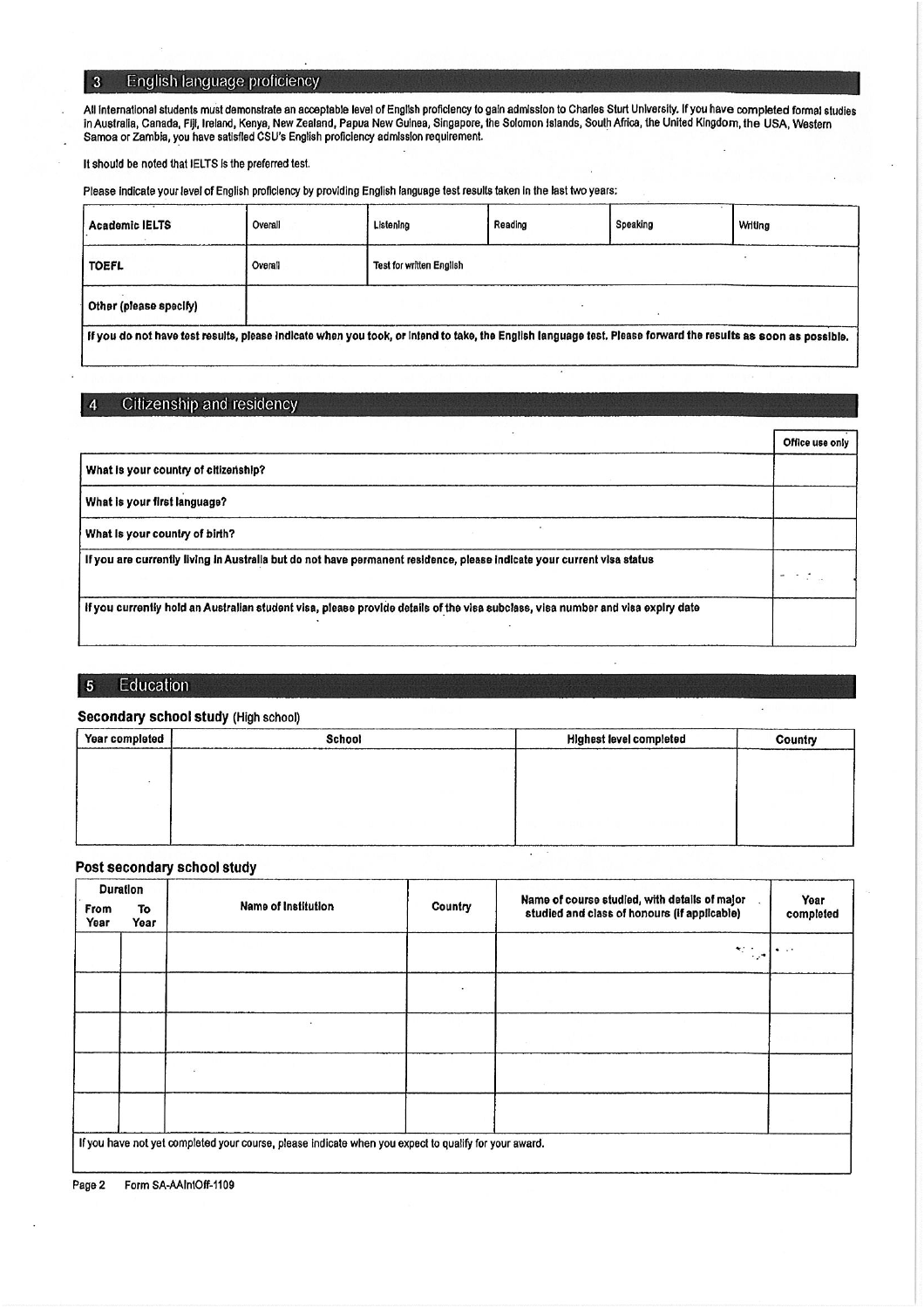## 3 English language proficiency

All international students must demonstrate an acceptable level of English proficiency to gain admission to Charles Sturt University. If you have completed formal studies in Australia, Canada, Fiji, Ireland, Kenya, New Zealand, Papua New Guinea, Singapore, the Solomon Islands, South Africa, the United Kingdom, the USA, Western Samoa or Zambia, you have satisfied CSU's English proficiency admission requirement.

It should be noted that IELTS is the preferred test.

Please indicate your level of English proficiency by providing English language test results taken in the last two years:

| **Academic IELTS** | Overall | Listening | Reading | Speaking | Writing |
|---|---|---|---|---|---|
| **TOEFL** | Overall | Test for written English | | | |
| **Other (please specify)** | | | | | |
| **If you do not have test results, please indicate when you took, or intend to take, the English language test. Please forward the results as soon as possible.** | | | | | |

## 4 Citizenship and residency

| | Office use only |
|---|---|
| **What is your country of citizenship?** | |
| **What is your first language?** | |
| **What is your country of birth?** | |
| **If you are currently living in Australia but do not have permanent residence, please indicate your current visa status** | |
| **If you currently hold an Australian student visa, please provide details of the visa subclass, visa number and visa expiry date** | |

## 5 Education

### Secondary school study (High school)

| Year completed | School | Highest level completed | Country |
|---|---|---|---|
| | | | |

### Post secondary school study

| Duration | | Name of Institution | Country | Name of course studied, with details of major studied and class of honours (if applicable) | Year completed |
|---|---|---|---|---|---|
| From Year | To Year | | | | |
| | | | | | |
| | | | | | |
| | | | | | |
| | | | | | |
| | | | | | |

If you have not yet completed your course, please indicate when you expect to qualify for your award.

Form SA-AAIntOff-1109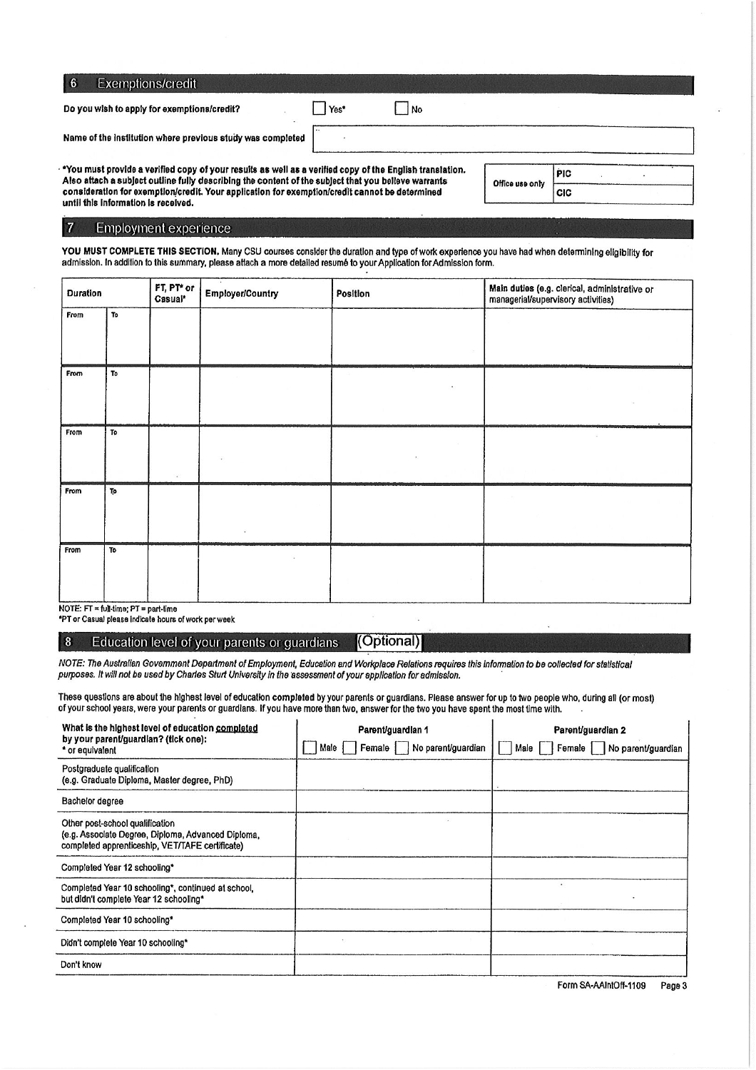## 6 Exemptions/credit

**Do you wish to apply for exemptions/credit?** ☐ Yes* ☐ No

**Name of the institution where previous study was completed**

**\*You must provide a verified copy of your results as well as a verified copy of the English translation. Also attach a subject outline fully describing the content of the subject that you believe warrants consideration for exemption/credit. Your application for exemption/credit cannot be determined until this information is received.**

| Office use only | |
|---|---|
| | PIC |
| | CIC |

## 7 Employment experience

**YOU MUST COMPLETE THIS SECTION.** Many CSU courses consider the duration and type of work experience you have had when determining eligibility for admission. In addition to this summary, please attach a more detailed resumé to your Application for Admission form.

| Duration | | FT, PT* or Casual* | Employer/Country | Position | Main duties (e.g. clerical, administrative or managerial/supervisory activities) |
|---|---|---|---|---|---|
| From | To | | | | |
| From | To | | | | |
| From | To | | | | |
| From | To | | | | |
| From | To | | | | |

NOTE: FT = full-time; PT = part-time

\*PT or Casual please indicate hours of work per week

## 8 Education level of your parents or guardians (Optional)

*NOTE: The Australian Government Department of Employment, Education and Workplace Relations requires this information to be collected for statistical purposes. It will not be used by Charles Sturt University in the assessment of your application for admission.*

These questions are about the highest level of education **completed** by your parents or guardians. Please answer for up to two people who, during all (or most) of your school years, were your parents or guardians. If you have more than two, answer for the two you have spent the most time with.

| What is the highest level of education completed by your parent/guardian? (tick one): * or equivalent | Parent/guardian 1 ☐ Male ☐ Female ☐ No parent/guardian | Parent/guardian 2 ☐ Male ☐ Female ☐ No parent/guardian |
|---|---|---|
| Postgraduate qualification (e.g. Graduate Diploma, Master degree, PhD) | | |
| Bachelor degree | | |
| Other post-school qualification (e.g. Associate Degree, Diploma, Advanced Diploma, completed apprenticeship, VET/TAFE certificate) | | |
| Completed Year 12 schooling* | | |
| Completed Year 10 schooling*, continued at school, but didn't complete Year 12 schooling* | | |
| Completed Year 10 schooling* | | |
| Didn't complete Year 10 schooling* | | |
| Don't know | | |

Form SA-AAIntOff-1109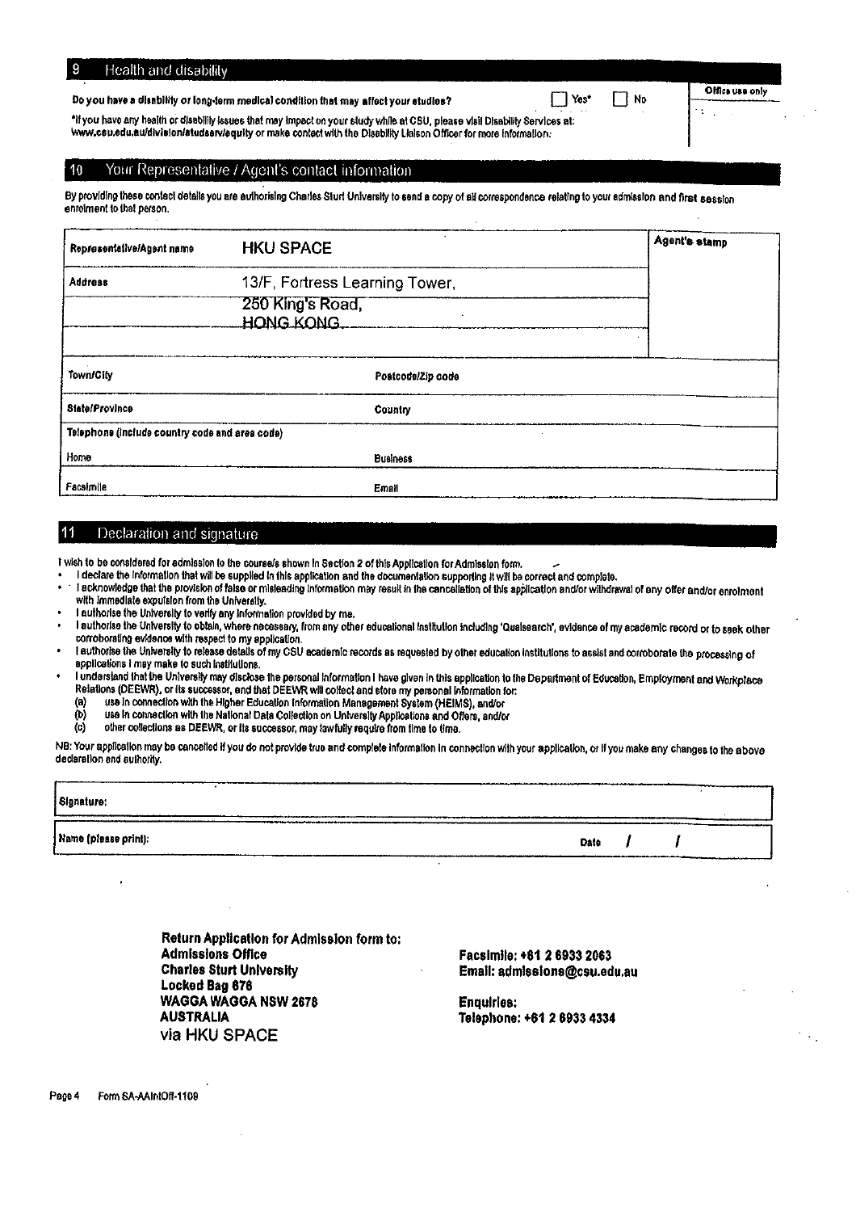## 9 Health and disability

Do you have a disability or long-term medical condition that may affect your studies? ☐ Yes* ☐ No

Office use only

*If you have any health or disability issues that may impact on your study while at CSU, please visit Disability Services at: www.csu.edu.au/division/studserv/equity or make contact with the Disability Liaison Officer for more information.

## 10 Your Representative / Agent's contact information

By providing these contact details you are authorising Charles Sturt University to send a copy of all correspondence relating to your admission and first session enrolment to that person.

| | | | |
|---|---|---|---|
| Representative/Agent name | HKU SPACE | | Agent's stamp |
| Address | 13/F, Fortress Learning Tower, | | |
| | 250 King's Road, HONG KONG. | | |
| Town/City | | Postcode/Zip code | |
| State/Province | | Country | |
| Telephone (include country code and area code) | | | |
| Home | | Business | |
| Facsimile | | Email | |

## 11 Declaration and signature

I wish to be considered for admission to the course/s shown in Section 2 of this Application for Admission form.

- I declare the information that will be supplied in this application and the documentation supporting it will be correct and complete.
- I acknowledge that the provision of false or misleading information may result in the cancellation of this application and/or withdrawal of any offer and/or enrolment with immediate expulsion from the University.
- I authorise the University to verify any information provided by me.
- I authorise the University to obtain, where necessary, from any other educational institution including 'Qualsearch', evidence of my academic record or to seek other corroborating evidence with respect to my application.
- I authorise the University to release details of my CSU academic records as requested by other education institutions to assist and corroborate the processing of applications I may make to such institutions.
- I understand that the University may disclose the personal information I have given in this application to the Department of Education, Employment and Workplace Relations (DEEWR), or its successor, and that DEEWR will collect and store my personal information for:
  (a) use in connection with the Higher Education Information Management System (HEIMS), and/or
  (b) use in connection with the National Data Collection on University Applications and Offers, and/or
  (c) other collections as DEEWR, or its successor, may lawfully require from time to time.

NB: Your application may be cancelled if you do not provide true and complete information in connection with your application, or if you make any changes to the above declaration and authority.

Signature:

Name (please print): Date / /

**Return Application for Admission form to:**
**Admissions Office**
**Charles Sturt University**
**Locked Bag 676**
**WAGGA WAGGA NSW 2678**
**AUSTRALIA**
via HKU SPACE

**Facsimile: +61 2 6933 2063**
**Email: admissions@csu.edu.au**

**Enquiries:**
**Telephone: +61 2 6933 4334**

Form SA-AAIntOff-1109